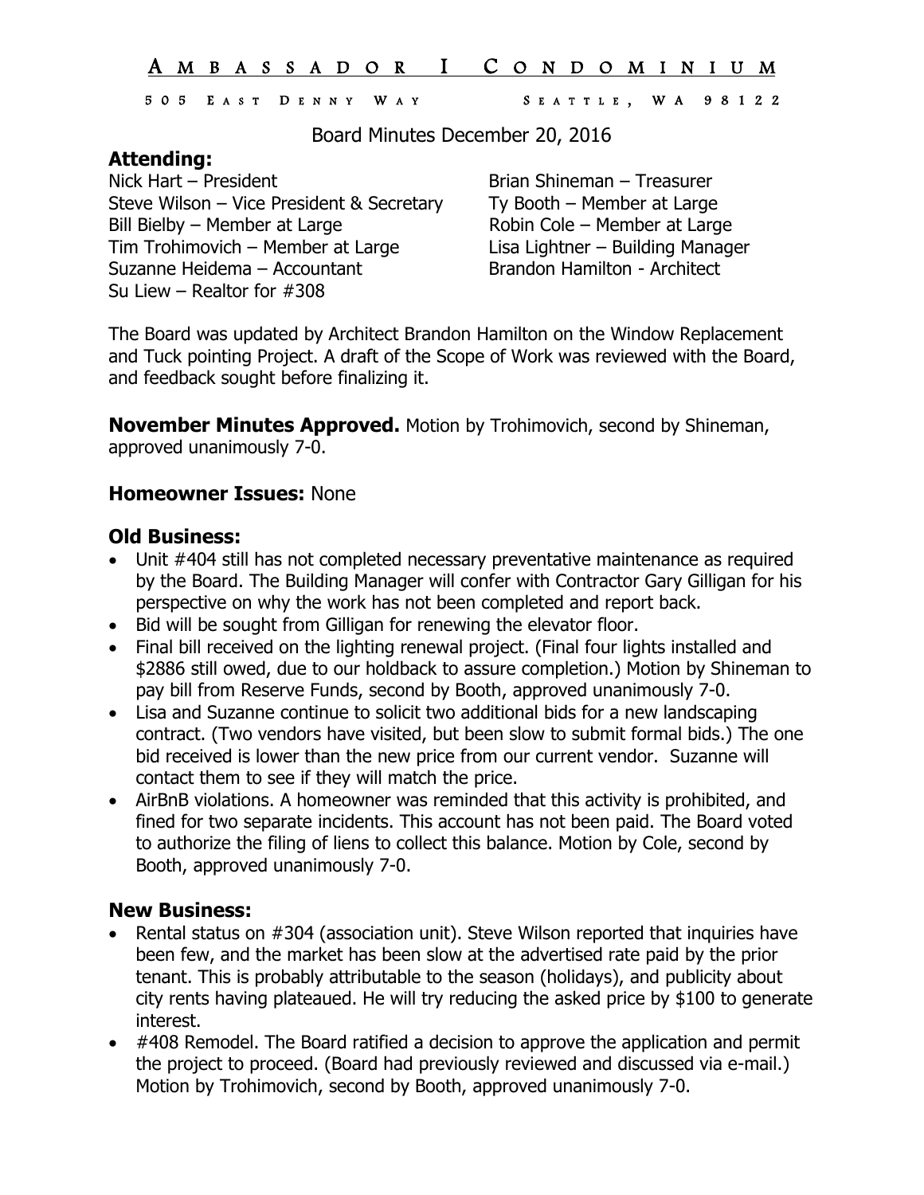# AMBASSADOR I CONDOMINIUM

505 EAST DENNY WAY SEATTLE, WA 98122

Board Minutes December 20, 2016

## Attending:

Nick Hart – President
Steve Wilson – Vice President & Secretary
Bill Bielby – Member at Large
Tim Trohimovich – Member at Large
Suzanne Heidema – Accountant
Su Liew – Realtor for #308
Brian Shineman – Treasurer
Ty Booth – Member at Large
Robin Cole – Member at Large
Lisa Lightner – Building Manager
Brandon Hamilton - Architect

The Board was updated by Architect Brandon Hamilton on the Window Replacement and Tuck pointing Project. A draft of the Scope of Work was reviewed with the Board, and feedback sought before finalizing it.

**November Minutes Approved.** Motion by Trohimovich, second by Shineman, approved unanimously 7-0.

## Homeowner Issues: None

## Old Business:

- Unit #404 still has not completed necessary preventative maintenance as required by the Board. The Building Manager will confer with Contractor Gary Gilligan for his perspective on why the work has not been completed and report back.
- Bid will be sought from Gilligan for renewing the elevator floor.
- Final bill received on the lighting renewal project. (Final four lights installed and $2886 still owed, due to our holdback to assure completion.) Motion by Shineman to pay bill from Reserve Funds, second by Booth, approved unanimously 7-0.
- Lisa and Suzanne continue to solicit two additional bids for a new landscaping contract. (Two vendors have visited, but been slow to submit formal bids.) The one bid received is lower than the new price from our current vendor. Suzanne will contact them to see if they will match the price.
- AirBnB violations. A homeowner was reminded that this activity is prohibited, and fined for two separate incidents. This account has not been paid. The Board voted to authorize the filing of liens to collect this balance. Motion by Cole, second by Booth, approved unanimously 7-0.

## New Business:

- Rental status on #304 (association unit). Steve Wilson reported that inquiries have been few, and the market has been slow at the advertised rate paid by the prior tenant. This is probably attributable to the season (holidays), and publicity about city rents having plateaued. He will try reducing the asked price by $100 to generate interest.
- #408 Remodel. The Board ratified a decision to approve the application and permit the project to proceed. (Board had previously reviewed and discussed via e-mail.) Motion by Trohimovich, second by Booth, approved unanimously 7-0.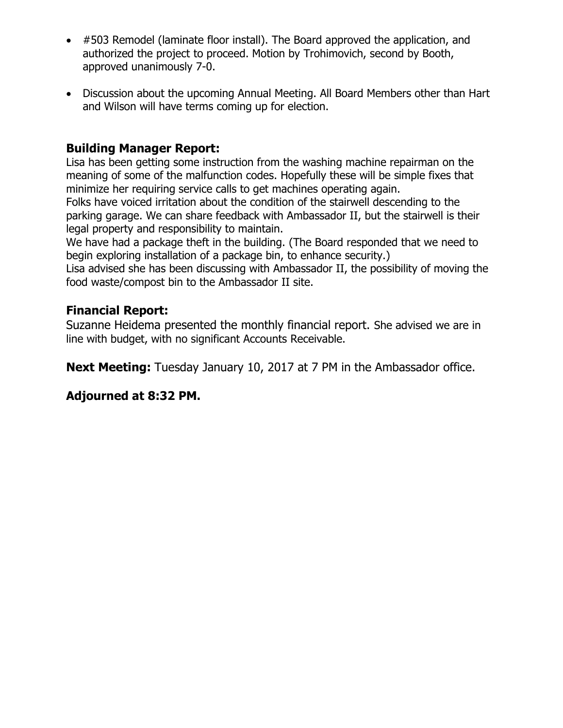- #503 Remodel (laminate floor install). The Board approved the application, and authorized the project to proceed. Motion by Trohimovich, second by Booth, approved unanimously 7-0.
- Discussion about the upcoming Annual Meeting. All Board Members other than Hart and Wilson will have terms coming up for election.

## Building Manager Report:

Lisa has been getting some instruction from the washing machine repairman on the meaning of some of the malfunction codes. Hopefully these will be simple fixes that minimize her requiring service calls to get machines operating again.
Folks have voiced irritation about the condition of the stairwell descending to the parking garage. We can share feedback with Ambassador II, but the stairwell is their legal property and responsibility to maintain.
We have had a package theft in the building. (The Board responded that we need to begin exploring installation of a package bin, to enhance security.)
Lisa advised she has been discussing with Ambassador II, the possibility of moving the food waste/compost bin to the Ambassador II site.

## Financial Report:

Suzanne Heidema presented the monthly financial report. She advised we are in line with budget, with no significant Accounts Receivable.

**Next Meeting:** Tuesday January 10, 2017 at 7 PM in the Ambassador office.

**Adjourned at 8:32 PM.**